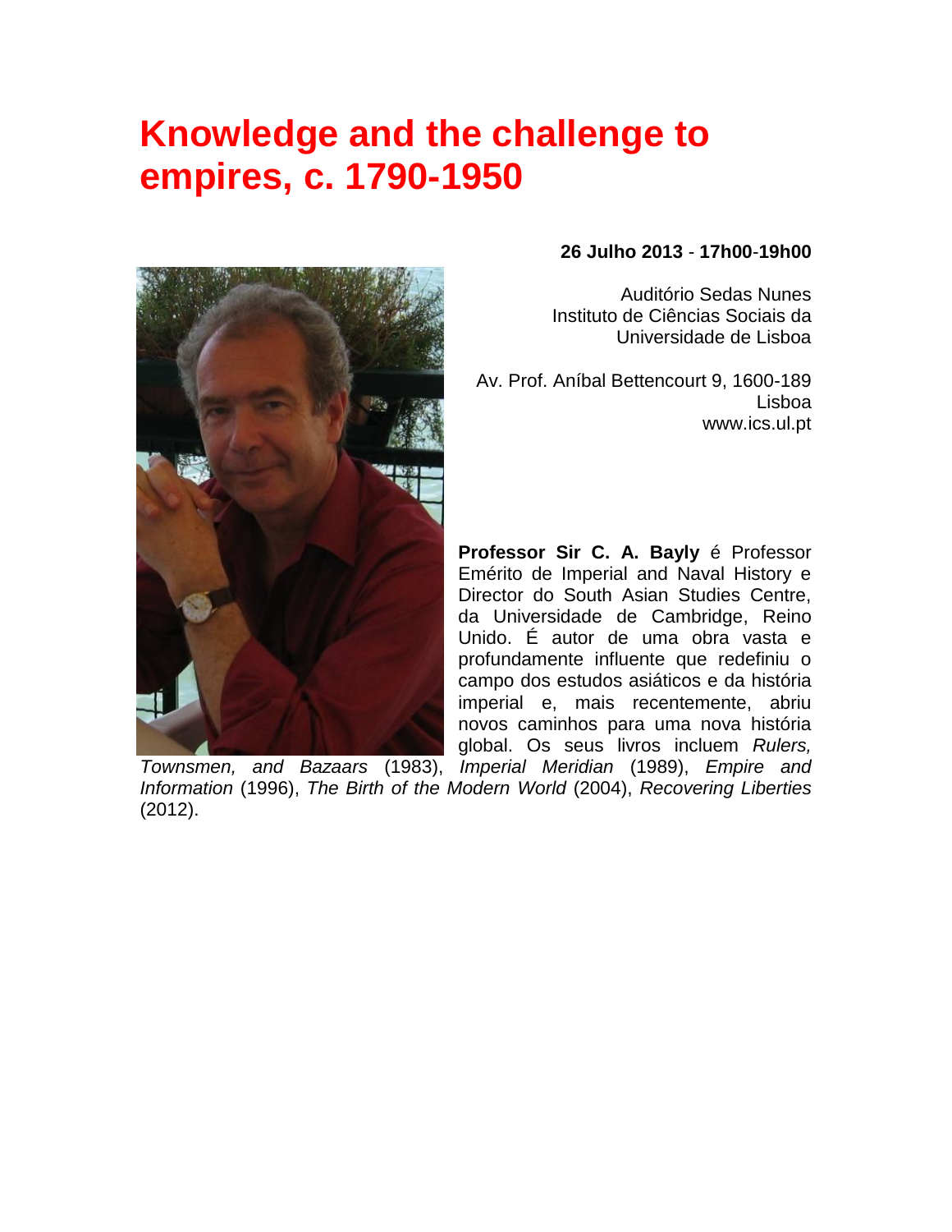# Knowledge and the challenge to empires, c. 1790-1950

**26 Julho 2013** - **17h00**-**19h00**

Auditório Sedas Nunes
Instituto de Ciências Sociais da
Universidade de Lisboa

Av. Prof. Aníbal Bettencourt 9, 1600-189
Lisboa
www.ics.ul.pt

**Professor Sir C. A. Bayly** é Professor Emérito de Imperial and Naval History e Director do South Asian Studies Centre, da Universidade de Cambridge, Reino Unido. É autor de uma obra vasta e profundamente influente que redefiniu o campo dos estudos asiáticos e da história imperial e, mais recentemente, abriu novos caminhos para uma nova história global. Os seus livros incluem *Rulers, Townsmen, and Bazaars* (1983), *Imperial Meridian* (1989), *Empire and Information* (1996), *The Birth of the Modern World* (2004), *Recovering Liberties* (2012).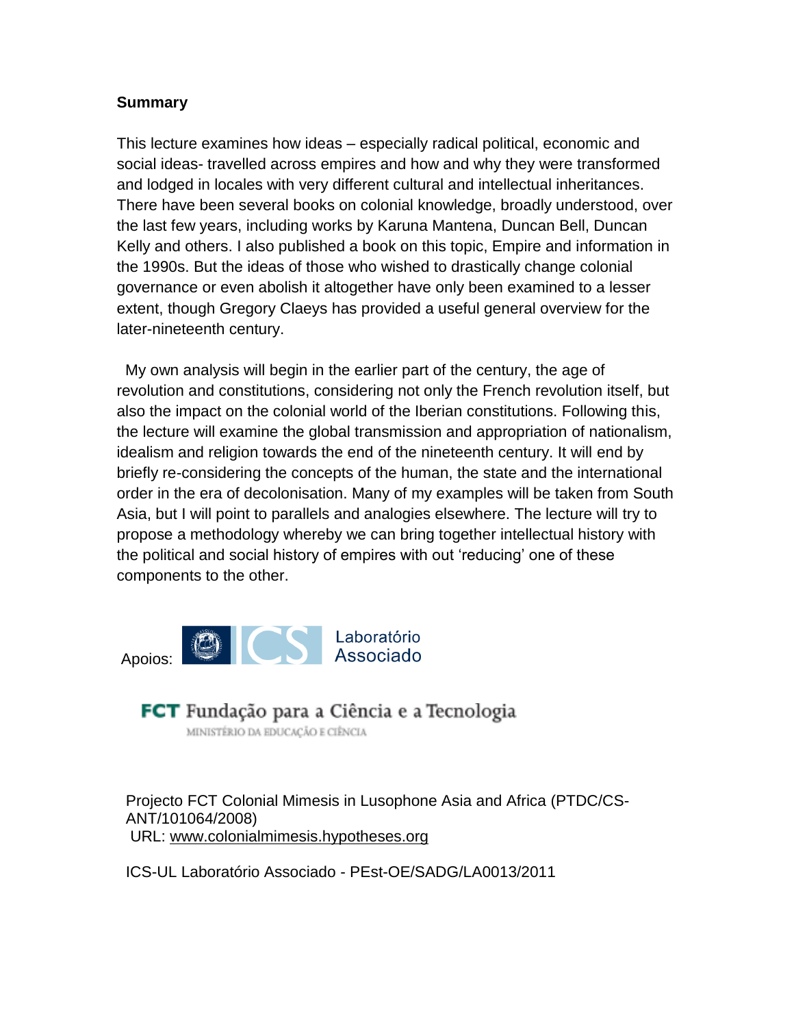**Summary**

This lecture examines how ideas – especially radical political, economic and social ideas- travelled across empires and how and why they were transformed and lodged in locales with very different cultural and intellectual inheritances. There have been several books on colonial knowledge, broadly understood, over the last few years, including works by Karuna Mantena, Duncan Bell, Duncan Kelly and others. I also published a book on this topic, Empire and information in the 1990s. But the ideas of those who wished to drastically change colonial governance or even abolish it altogether have only been examined to a lesser extent, though Gregory Claeys has provided a useful general overview for the later-nineteenth century.

My own analysis will begin in the earlier part of the century, the age of revolution and constitutions, considering not only the French revolution itself, but also the impact on the colonial world of the Iberian constitutions. Following this, the lecture will examine the global transmission and appropriation of nationalism, idealism and religion towards the end of the nineteenth century. It will end by briefly re-considering the concepts of the human, the state and the international order in the era of decolonisation. Many of my examples will be taken from South Asia, but I will point to parallels and analogies elsewhere. The lecture will try to propose a methodology whereby we can bring together intellectual history with the political and social history of empires with out 'reducing' one of these components to the other.

Apoios: ICS Laboratório Associado

FCT Fundação para a Ciência e a Tecnologia
MINISTÉRIO DA EDUCAÇÃO E CIÊNCIA

Projecto FCT Colonial Mimesis in Lusophone Asia and Africa (PTDC/CS-ANT/101064/2008)
URL: www.colonialmimesis.hypotheses.org

ICS-UL Laboratório Associado - PEst-OE/SADG/LA0013/2011